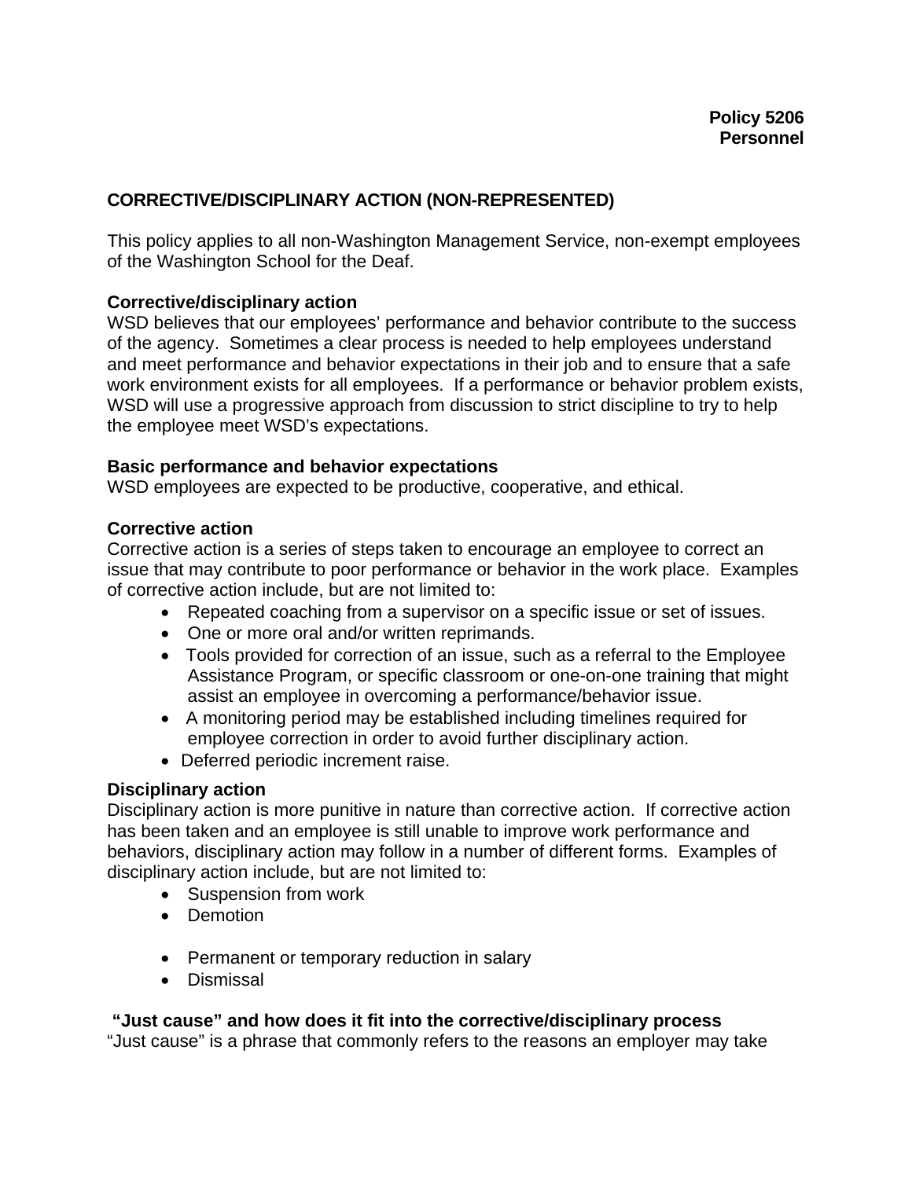**Policy 5206**
**Personnel**

## CORRECTIVE/DISCIPLINARY ACTION (NON-REPRESENTED)

This policy applies to all non-Washington Management Service, non-exempt employees of the Washington School for the Deaf.

### Corrective/disciplinary action

WSD believes that our employees' performance and behavior contribute to the success of the agency. Sometimes a clear process is needed to help employees understand and meet performance and behavior expectations in their job and to ensure that a safe work environment exists for all employees. If a performance or behavior problem exists, WSD will use a progressive approach from discussion to strict discipline to try to help the employee meet WSD's expectations.

### Basic performance and behavior expectations

WSD employees are expected to be productive, cooperative, and ethical.

### Corrective action

Corrective action is a series of steps taken to encourage an employee to correct an issue that may contribute to poor performance or behavior in the work place. Examples of corrective action include, but are not limited to:

- Repeated coaching from a supervisor on a specific issue or set of issues.
- One or more oral and/or written reprimands.
- Tools provided for correction of an issue, such as a referral to the Employee Assistance Program, or specific classroom or one-on-one training that might assist an employee in overcoming a performance/behavior issue.
- A monitoring period may be established including timelines required for employee correction in order to avoid further disciplinary action.
- Deferred periodic increment raise.

### Disciplinary action

Disciplinary action is more punitive in nature than corrective action. If corrective action has been taken and an employee is still unable to improve work performance and behaviors, disciplinary action may follow in a number of different forms. Examples of disciplinary action include, but are not limited to:

- Suspension from work
- Demotion
- Permanent or temporary reduction in salary
- Dismissal

### "Just cause" and how does it fit into the corrective/disciplinary process

"Just cause" is a phrase that commonly refers to the reasons an employer may take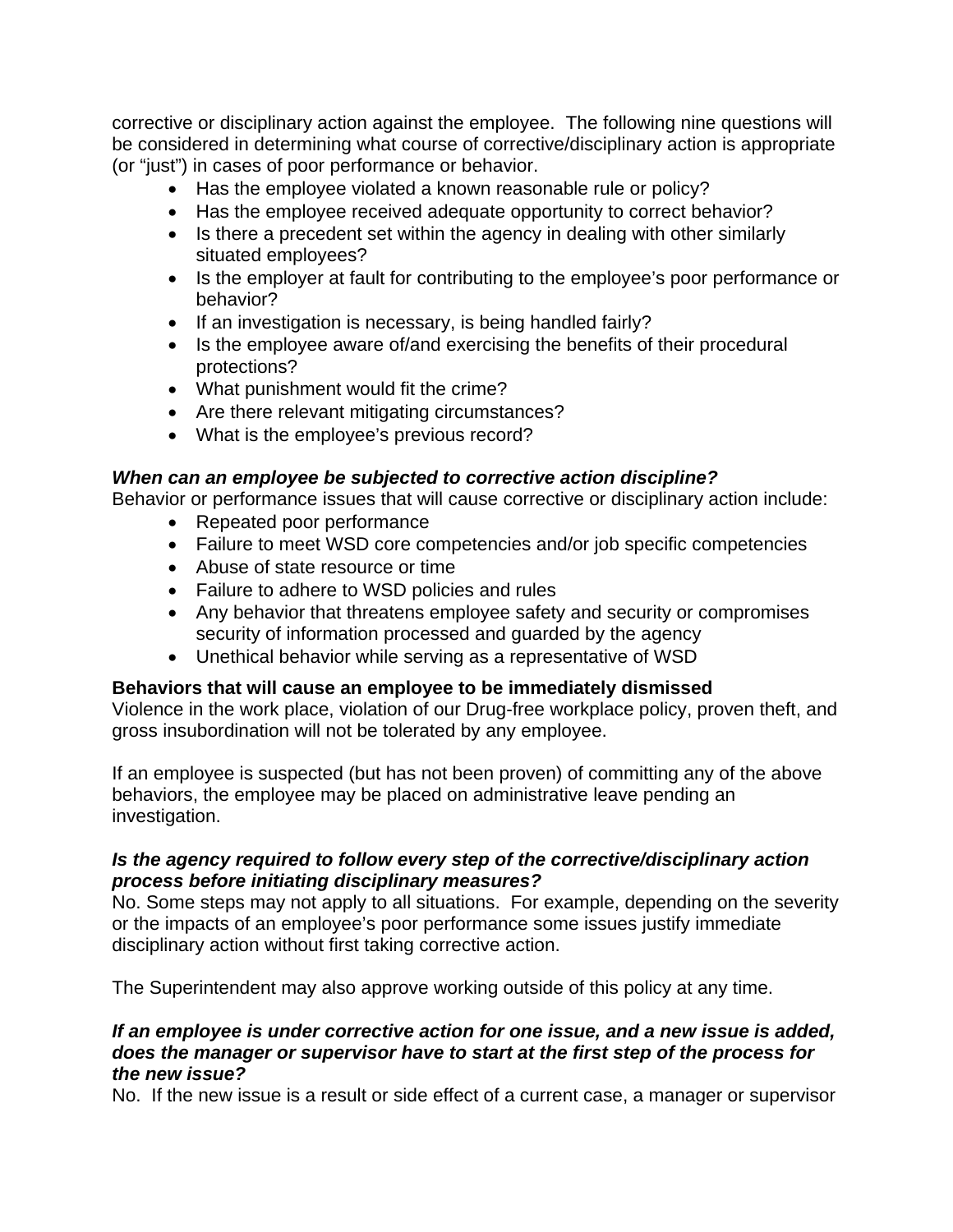corrective or disciplinary action against the employee. The following nine questions will be considered in determining what course of corrective/disciplinary action is appropriate (or "just") in cases of poor performance or behavior.

- Has the employee violated a known reasonable rule or policy?
- Has the employee received adequate opportunity to correct behavior?
- Is there a precedent set within the agency in dealing with other similarly situated employees?
- Is the employer at fault for contributing to the employee's poor performance or behavior?
- If an investigation is necessary, is being handled fairly?
- Is the employee aware of/and exercising the benefits of their procedural protections?
- What punishment would fit the crime?
- Are there relevant mitigating circumstances?
- What is the employee's previous record?

***When can an employee be subjected to corrective action discipline?***

Behavior or performance issues that will cause corrective or disciplinary action include:

- Repeated poor performance
- Failure to meet WSD core competencies and/or job specific competencies
- Abuse of state resource or time
- Failure to adhere to WSD policies and rules
- Any behavior that threatens employee safety and security or compromises security of information processed and guarded by the agency
- Unethical behavior while serving as a representative of WSD

**Behaviors that will cause an employee to be immediately dismissed**

Violence in the work place, violation of our Drug-free workplace policy, proven theft, and gross insubordination will not be tolerated by any employee.

If an employee is suspected (but has not been proven) of committing any of the above behaviors, the employee may be placed on administrative leave pending an investigation.

***Is the agency required to follow every step of the corrective/disciplinary action process before initiating disciplinary measures?***

No. Some steps may not apply to all situations. For example, depending on the severity or the impacts of an employee's poor performance some issues justify immediate disciplinary action without first taking corrective action.

The Superintendent may also approve working outside of this policy at any time.

***If an employee is under corrective action for one issue, and a new issue is added, does the manager or supervisor have to start at the first step of the process for the new issue?***

No. If the new issue is a result or side effect of a current case, a manager or supervisor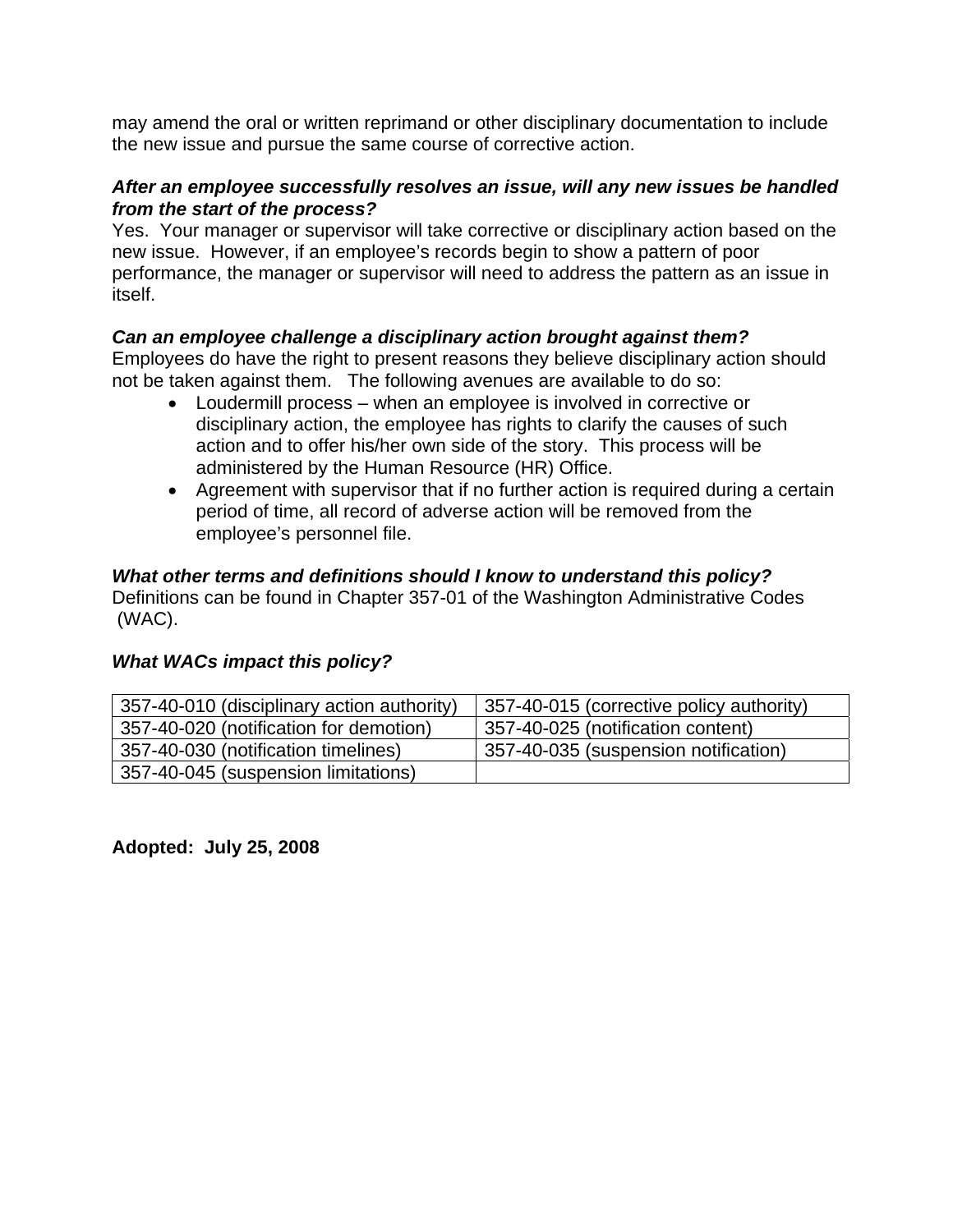may amend the oral or written reprimand or other disciplinary documentation to include the new issue and pursue the same course of corrective action.

***After an employee successfully resolves an issue, will any new issues be handled from the start of the process?***

Yes. Your manager or supervisor will take corrective or disciplinary action based on the new issue. However, if an employee's records begin to show a pattern of poor performance, the manager or supervisor will need to address the pattern as an issue in itself.

***Can an employee challenge a disciplinary action brought against them?***

Employees do have the right to present reasons they believe disciplinary action should not be taken against them. The following avenues are available to do so:

- Loudermill process – when an employee is involved in corrective or disciplinary action, the employee has rights to clarify the causes of such action and to offer his/her own side of the story. This process will be administered by the Human Resource (HR) Office.
- Agreement with supervisor that if no further action is required during a certain period of time, all record of adverse action will be removed from the employee's personnel file.

***What other terms and definitions should I know to understand this policy?***

Definitions can be found in Chapter 357-01 of the Washington Administrative Codes (WAC).

***What WACs impact this policy?***

| | |
|---|---|
| 357-40-010 (disciplinary action authority) | 357-40-015 (corrective policy authority) |
| 357-40-020 (notification for demotion) | 357-40-025 (notification content) |
| 357-40-030 (notification timelines) | 357-40-035 (suspension notification) |
| 357-40-045 (suspension limitations) | |

**Adopted: July 25, 2008**